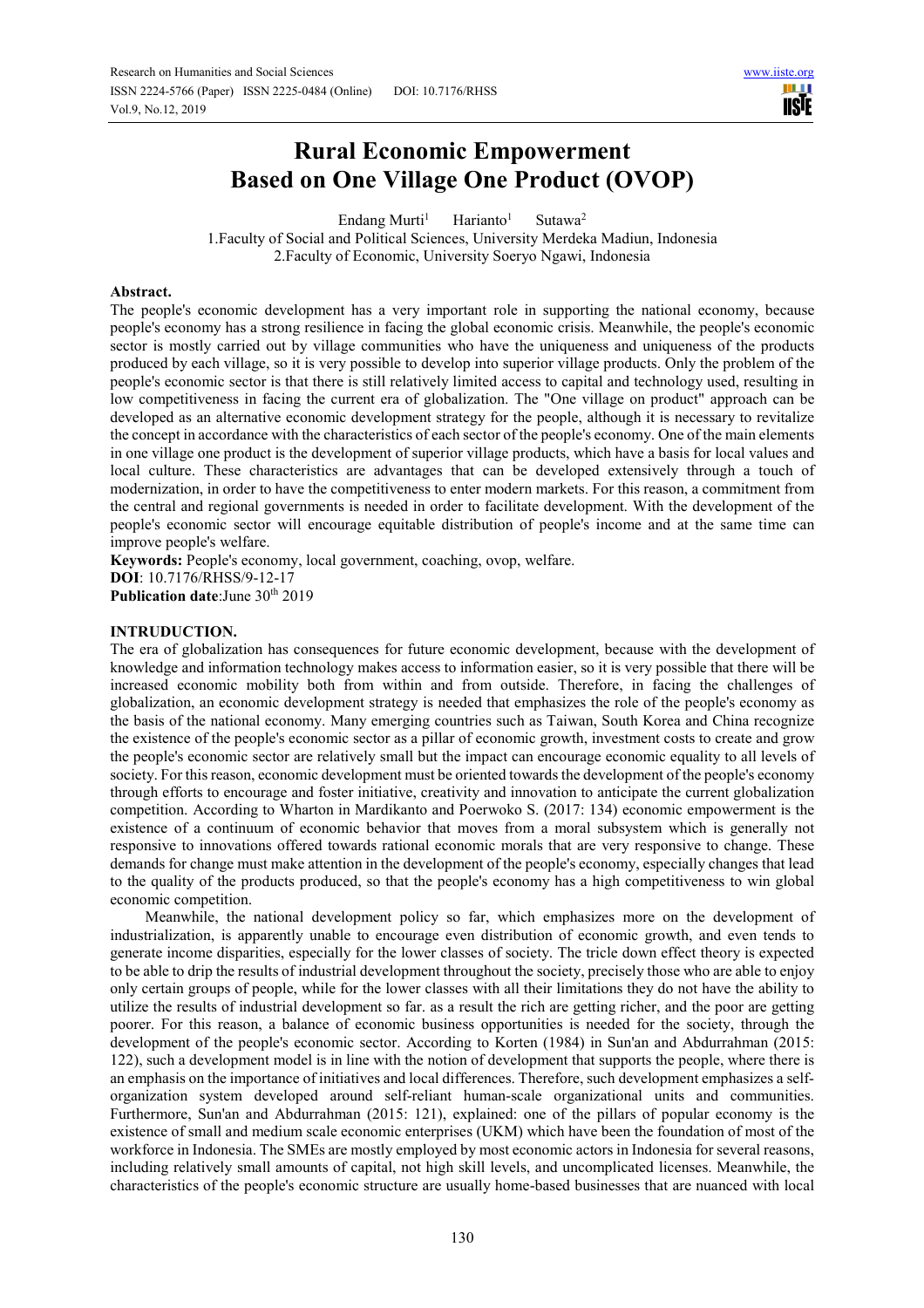# Rural Economic Empowerment Based on One Village One Product (OVOP)

Endang Murti[1] Harianto[1] Sutawa[2]

1.Faculty of Social and Political Sciences, University Merdeka Madiun, Indonesia
2.Faculty of Economic, University Soeryo Ngawi, Indonesia

**Abstract.**

The people's economic development has a very important role in supporting the national economy, because people's economy has a strong resilience in facing the global economic crisis. Meanwhile, the people's economic sector is mostly carried out by village communities who have the uniqueness and uniqueness of the products produced by each village, so it is very possible to develop into superior village products. Only the problem of the people's economic sector is that there is still relatively limited access to capital and technology used, resulting in low competitiveness in facing the current era of globalization. The "One village on product" approach can be developed as an alternative economic development strategy for the people, although it is necessary to revitalize the concept in accordance with the characteristics of each sector of the people's economy. One of the main elements in one village one product is the development of superior village products, which have a basis for local values and local culture. These characteristics are advantages that can be developed extensively through a touch of modernization, in order to have the competitiveness to enter modern markets. For this reason, a commitment from the central and regional governments is needed in order to facilitate development. With the development of the people's economic sector will encourage equitable distribution of people's income and at the same time can improve people's welfare.

**Keywords:** People's economy, local government, coaching, ovop, welfare.

**DOI**: 10.7176/RHSS/9-12-17

**Publication date**:June 30th 2019

**INTRUDUCTION.**

The era of globalization has consequences for future economic development, because with the development of knowledge and information technology makes access to information easier, so it is very possible that there will be increased economic mobility both from within and from outside. Therefore, in facing the challenges of globalization, an economic development strategy is needed that emphasizes the role of the people's economy as the basis of the national economy. Many emerging countries such as Taiwan, South Korea and China recognize the existence of the people's economic sector as a pillar of economic growth, investment costs to create and grow the people's economic sector are relatively small but the impact can encourage economic equality to all levels of society. For this reason, economic development must be oriented towards the development of the people's economy through efforts to encourage and foster initiative, creativity and innovation to anticipate the current globalization competition. According to Wharton in Mardikanto and Poerwoko S. (2017: 134) economic empowerment is the existence of a continuum of economic behavior that moves from a moral subsystem which is generally not responsive to innovations offered towards rational economic morals that are very responsive to change. These demands for change must make attention in the development of the people's economy, especially changes that lead to the quality of the products produced, so that the people's economy has a high competitiveness to win global economic competition.

Meanwhile, the national development policy so far, which emphasizes more on the development of industrialization, is apparently unable to encourage even distribution of economic growth, and even tends to generate income disparities, especially for the lower classes of society. The tricle down effect theory is expected to be able to drip the results of industrial development throughout the society, precisely those who are able to enjoy only certain groups of people, while for the lower classes with all their limitations they do not have the ability to utilize the results of industrial development so far. as a result the rich are getting richer, and the poor are getting poorer. For this reason, a balance of economic business opportunities is needed for the society, through the development of the people's economic sector. According to Korten (1984) in Sun'an and Abdurrahman (2015: 122), such a development model is in line with the notion of development that supports the people, where there is an emphasis on the importance of initiatives and local differences. Therefore, such development emphasizes a self-organization system developed around self-reliant human-scale organizational units and communities. Furthermore, Sun'an and Abdurrahman (2015: 121), explained: one of the pillars of popular economy is the existence of small and medium scale economic enterprises (UKM) which have been the foundation of most of the workforce in Indonesia. The SMEs are mostly employed by most economic actors in Indonesia for several reasons, including relatively small amounts of capital, not high skill levels, and uncomplicated licenses. Meanwhile, the characteristics of the people's economic structure are usually home-based businesses that are nuanced with local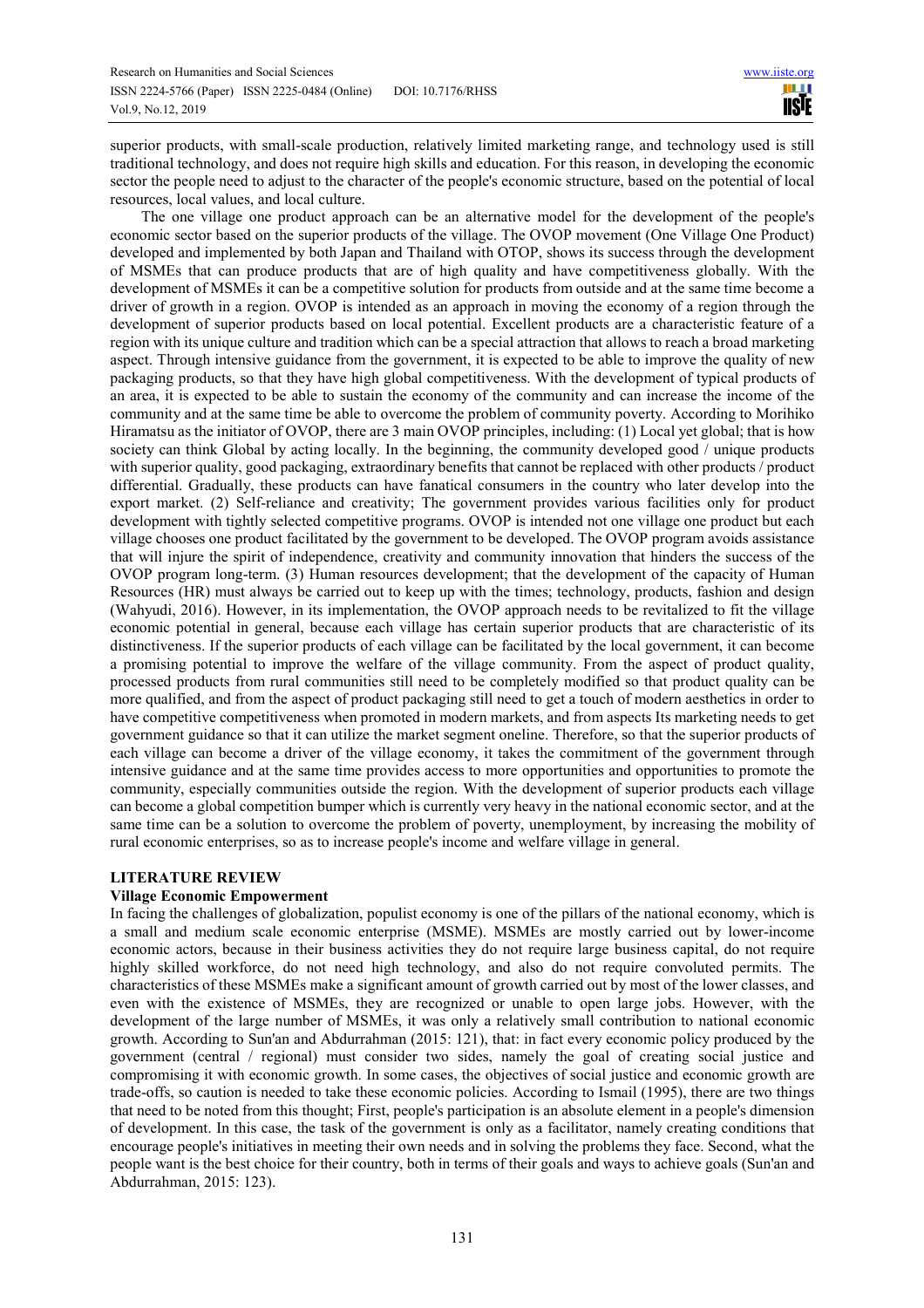superior products, with small-scale production, relatively limited marketing range, and technology used is still traditional technology, and does not require high skills and education. For this reason, in developing the economic sector the people need to adjust to the character of the people's economic structure, based on the potential of local resources, local values, and local culture.

The one village one product approach can be an alternative model for the development of the people's economic sector based on the superior products of the village. The OVOP movement (One Village One Product) developed and implemented by both Japan and Thailand with OTOP, shows its success through the development of MSMEs that can produce products that are of high quality and have competitiveness globally. With the development of MSMEs it can be a competitive solution for products from outside and at the same time become a driver of growth in a region. OVOP is intended as an approach in moving the economy of a region through the development of superior products based on local potential. Excellent products are a characteristic feature of a region with its unique culture and tradition which can be a special attraction that allows to reach a broad marketing aspect. Through intensive guidance from the government, it is expected to be able to improve the quality of new packaging products, so that they have high global competitiveness. With the development of typical products of an area, it is expected to be able to sustain the economy of the community and can increase the income of the community and at the same time be able to overcome the problem of community poverty. According to Morihiko Hiramatsu as the initiator of OVOP, there are 3 main OVOP principles, including: (1) Local yet global; that is how society can think Global by acting locally. In the beginning, the community developed good / unique products with superior quality, good packaging, extraordinary benefits that cannot be replaced with other products / product differential. Gradually, these products can have fanatical consumers in the country who later develop into the export market. (2) Self-reliance and creativity; The government provides various facilities only for product development with tightly selected competitive programs. OVOP is intended not one village one product but each village chooses one product facilitated by the government to be developed. The OVOP program avoids assistance that will injure the spirit of independence, creativity and community innovation that hinders the success of the OVOP program long-term. (3) Human resources development; that the development of the capacity of Human Resources (HR) must always be carried out to keep up with the times; technology, products, fashion and design (Wahyudi, 2016). However, in its implementation, the OVOP approach needs to be revitalized to fit the village economic potential in general, because each village has certain superior products that are characteristic of its distinctiveness. If the superior products of each village can be facilitated by the local government, it can become a promising potential to improve the welfare of the village community. From the aspect of product quality, processed products from rural communities still need to be completely modified so that product quality can be more qualified, and from the aspect of product packaging still need to get a touch of modern aesthetics in order to have competitive competitiveness when promoted in modern markets, and from aspects Its marketing needs to get government guidance so that it can utilize the market segment oneline. Therefore, so that the superior products of each village can become a driver of the village economy, it takes the commitment of the government through intensive guidance and at the same time provides access to more opportunities and opportunities to promote the community, especially communities outside the region. With the development of superior products each village can become a global competition bumper which is currently very heavy in the national economic sector, and at the same time can be a solution to overcome the problem of poverty, unemployment, by increasing the mobility of rural economic enterprises, so as to increase people's income and welfare village in general.

## LITERATURE REVIEW

### Village Economic Empowerment

In facing the challenges of globalization, populist economy is one of the pillars of the national economy, which is a small and medium scale economic enterprise (MSME). MSMEs are mostly carried out by lower-income economic actors, because in their business activities they do not require large business capital, do not require highly skilled workforce, do not need high technology, and also do not require convoluted permits. The characteristics of these MSMEs make a significant amount of growth carried out by most of the lower classes, and even with the existence of MSMEs, they are recognized or unable to open large jobs. However, with the development of the large number of MSMEs, it was only a relatively small contribution to national economic growth. According to Sun'an and Abdurrahman (2015: 121), that: in fact every economic policy produced by the government (central / regional) must consider two sides, namely the goal of creating social justice and compromising it with economic growth. In some cases, the objectives of social justice and economic growth are trade-offs, so caution is needed to take these economic policies. According to Ismail (1995), there are two things that need to be noted from this thought; First, people's participation is an absolute element in a people's dimension of development. In this case, the task of the government is only as a facilitator, namely creating conditions that encourage people's initiatives in meeting their own needs and in solving the problems they face. Second, what the people want is the best choice for their country, both in terms of their goals and ways to achieve goals (Sun'an and Abdurrahman, 2015: 123).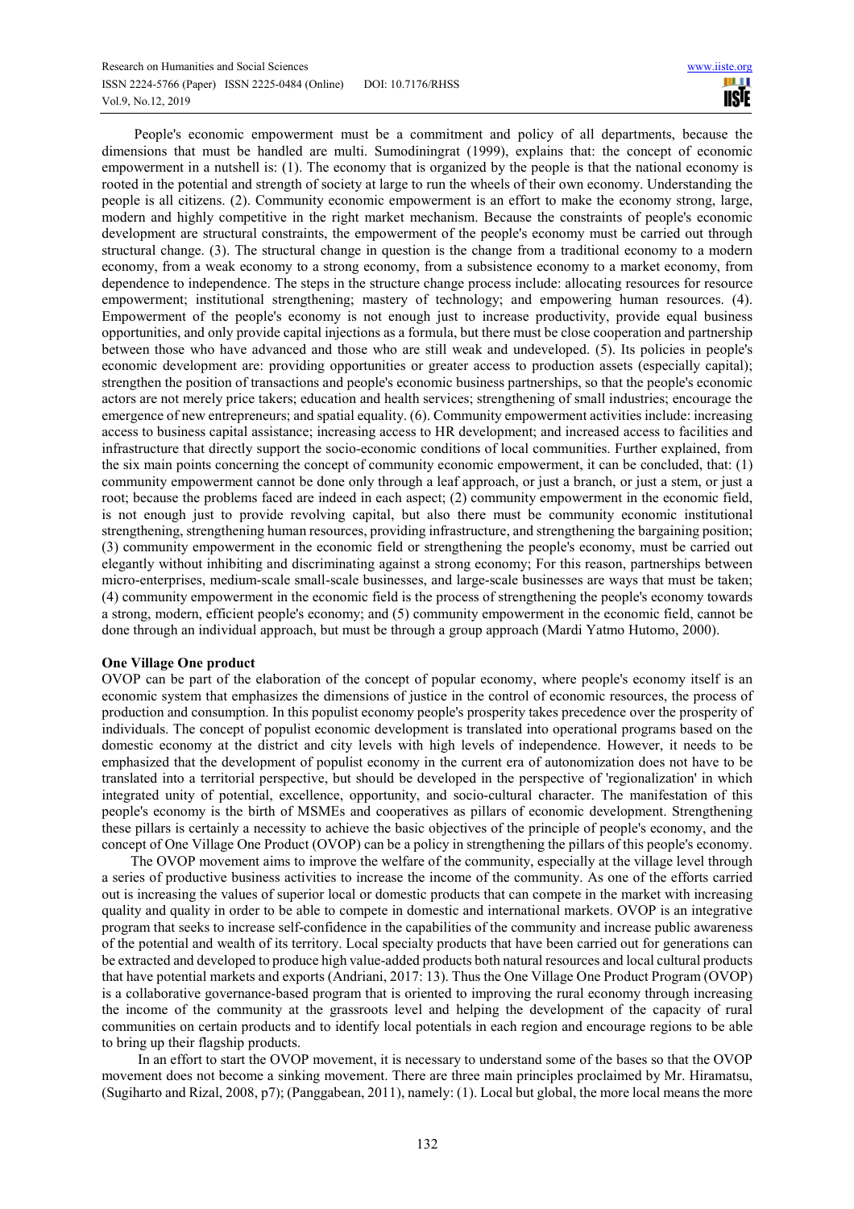People's economic empowerment must be a commitment and policy of all departments, because the dimensions that must be handled are multi. Sumodiningrat (1999), explains that: the concept of economic empowerment in a nutshell is: (1). The economy that is organized by the people is that the national economy is rooted in the potential and strength of society at large to run the wheels of their own economy. Understanding the people is all citizens. (2). Community economic empowerment is an effort to make the economy strong, large, modern and highly competitive in the right market mechanism. Because the constraints of people's economic development are structural constraints, the empowerment of the people's economy must be carried out through structural change. (3). The structural change in question is the change from a traditional economy to a modern economy, from a weak economy to a strong economy, from a subsistence economy to a market economy, from dependence to independence. The steps in the structure change process include: allocating resources for resource empowerment; institutional strengthening; mastery of technology; and empowering human resources. (4). Empowerment of the people's economy is not enough just to increase productivity, provide equal business opportunities, and only provide capital injections as a formula, but there must be close cooperation and partnership between those who have advanced and those who are still weak and undeveloped. (5). Its policies in people's economic development are: providing opportunities or greater access to production assets (especially capital); strengthen the position of transactions and people's economic business partnerships, so that the people's economic actors are not merely price takers; education and health services; strengthening of small industries; encourage the emergence of new entrepreneurs; and spatial equality. (6). Community empowerment activities include: increasing access to business capital assistance; increasing access to HR development; and increased access to facilities and infrastructure that directly support the socio-economic conditions of local communities. Further explained, from the six main points concerning the concept of community economic empowerment, it can be concluded, that: (1) community empowerment cannot be done only through a leaf approach, or just a branch, or just a stem, or just a root; because the problems faced are indeed in each aspect; (2) community empowerment in the economic field, is not enough just to provide revolving capital, but also there must be community economic institutional strengthening, strengthening human resources, providing infrastructure, and strengthening the bargaining position; (3) community empowerment in the economic field or strengthening the people's economy, must be carried out elegantly without inhibiting and discriminating against a strong economy; For this reason, partnerships between micro-enterprises, medium-scale small-scale businesses, and large-scale businesses are ways that must be taken; (4) community empowerment in the economic field is the process of strengthening the people's economy towards a strong, modern, efficient people's economy; and (5) community empowerment in the economic field, cannot be done through an individual approach, but must be through a group approach (Mardi Yatmo Hutomo, 2000).

**One Village One product**

OVOP can be part of the elaboration of the concept of popular economy, where people's economy itself is an economic system that emphasizes the dimensions of justice in the control of economic resources, the process of production and consumption. In this populist economy people's prosperity takes precedence over the prosperity of individuals. The concept of populist economic development is translated into operational programs based on the domestic economy at the district and city levels with high levels of independence. However, it needs to be emphasized that the development of populist economy in the current era of autonomization does not have to be translated into a territorial perspective, but should be developed in the perspective of 'regionalization' in which integrated unity of potential, excellence, opportunity, and socio-cultural character. The manifestation of this people's economy is the birth of MSMEs and cooperatives as pillars of economic development. Strengthening these pillars is certainly a necessity to achieve the basic objectives of the principle of people's economy, and the concept of One Village One Product (OVOP) can be a policy in strengthening the pillars of this people's economy.

The OVOP movement aims to improve the welfare of the community, especially at the village level through a series of productive business activities to increase the income of the community. As one of the efforts carried out is increasing the values of superior local or domestic products that can compete in the market with increasing quality and quality in order to be able to compete in domestic and international markets. OVOP is an integrative program that seeks to increase self-confidence in the capabilities of the community and increase public awareness of the potential and wealth of its territory. Local specialty products that have been carried out for generations can be extracted and developed to produce high value-added products both natural resources and local cultural products that have potential markets and exports (Andriani, 2017: 13). Thus the One Village One Product Program (OVOP) is a collaborative governance-based program that is oriented to improving the rural economy through increasing the income of the community at the grassroots level and helping the development of the capacity of rural communities on certain products and to identify local potentials in each region and encourage regions to be able to bring up their flagship products.

In an effort to start the OVOP movement, it is necessary to understand some of the bases so that the OVOP movement does not become a sinking movement. There are three main principles proclaimed by Mr. Hiramatsu, (Sugiharto and Rizal, 2008, p7); (Panggabean, 2011), namely: (1). Local but global, the more local means the more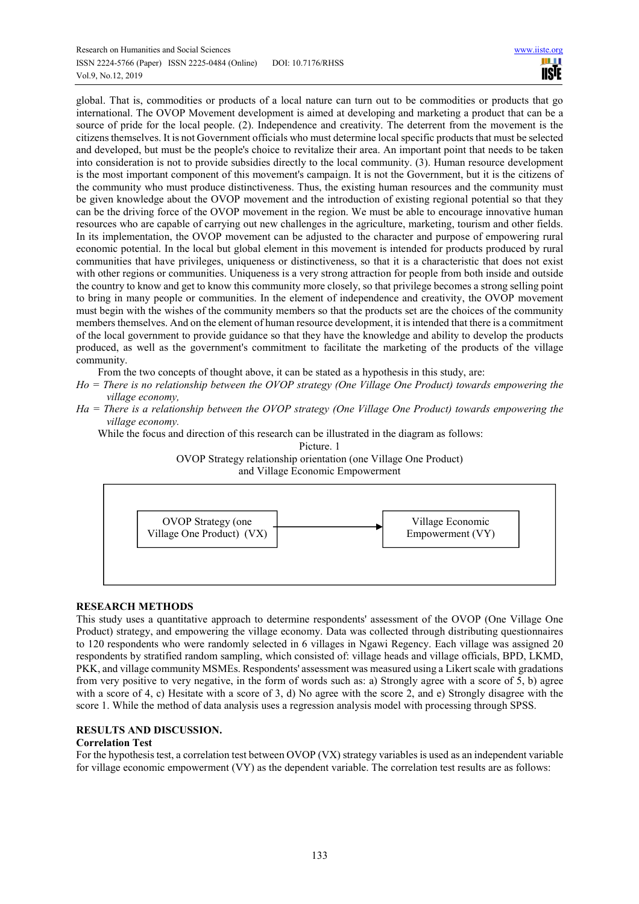global. That is, commodities or products of a local nature can turn out to be commodities or products that go international. The OVOP Movement development is aimed at developing and marketing a product that can be a source of pride for the local people. (2). Independence and creativity. The deterrent from the movement is the citizens themselves. It is not Government officials who must determine local specific products that must be selected and developed, but must be the people's choice to revitalize their area. An important point that needs to be taken into consideration is not to provide subsidies directly to the local community. (3). Human resource development is the most important component of this movement's campaign. It is not the Government, but it is the citizens of the community who must produce distinctiveness. Thus, the existing human resources and the community must be given knowledge about the OVOP movement and the introduction of existing regional potential so that they can be the driving force of the OVOP movement in the region. We must be able to encourage innovative human resources who are capable of carrying out new challenges in the agriculture, marketing, tourism and other fields. In its implementation, the OVOP movement can be adjusted to the character and purpose of empowering rural economic potential. In the local but global element in this movement is intended for products produced by rural communities that have privileges, uniqueness or distinctiveness, so that it is a characteristic that does not exist with other regions or communities. Uniqueness is a very strong attraction for people from both inside and outside the country to know and get to know this community more closely, so that privilege becomes a strong selling point to bring in many people or communities. In the element of independence and creativity, the OVOP movement must begin with the wishes of the community members so that the products set are the choices of the community members themselves. And on the element of human resource development, it is intended that there is a commitment of the local government to provide guidance so that they have the knowledge and ability to develop the products produced, as well as the government's commitment to facilitate the marketing of the products of the village community.

From the two concepts of thought above, it can be stated as a hypothesis in this study, are:

*Ho = There is no relationship between the OVOP strategy (One Village One Product) towards empowering the village economy,*

*Ha = There is a relationship between the OVOP strategy (One Village One Product) towards empowering the village economy.*

While the focus and direction of this research can be illustrated in the diagram as follows:

Picture. 1
OVOP Strategy relationship orientation (one Village One Product) and Village Economic Empowerment

OVOP Strategy (one Village One Product) (VX) → Village Economic Empowerment (VY)

## RESEARCH METHODS

This study uses a quantitative approach to determine respondents' assessment of the OVOP (One Village One Product) strategy, and empowering the village economy. Data was collected through distributing questionnaires to 120 respondents who were randomly selected in 6 villages in Ngawi Regency. Each village was assigned 20 respondents by stratified random sampling, which consisted of: village heads and village officials, BPD, LKMD, PKK, and village community MSMEs. Respondents' assessment was measured using a Likert scale with gradations from very positive to very negative, in the form of words such as: a) Strongly agree with a score of 5, b) agree with a score of 4, c) Hesitate with a score of 3, d) No agree with the score 2, and e) Strongly disagree with the score 1. While the method of data analysis uses a regression analysis model with processing through SPSS.

## RESULTS AND DISCUSSION.

### Correlation Test

For the hypothesis test, a correlation test between OVOP (VX) strategy variables is used as an independent variable for village economic empowerment (VY) as the dependent variable. The correlation test results are as follows: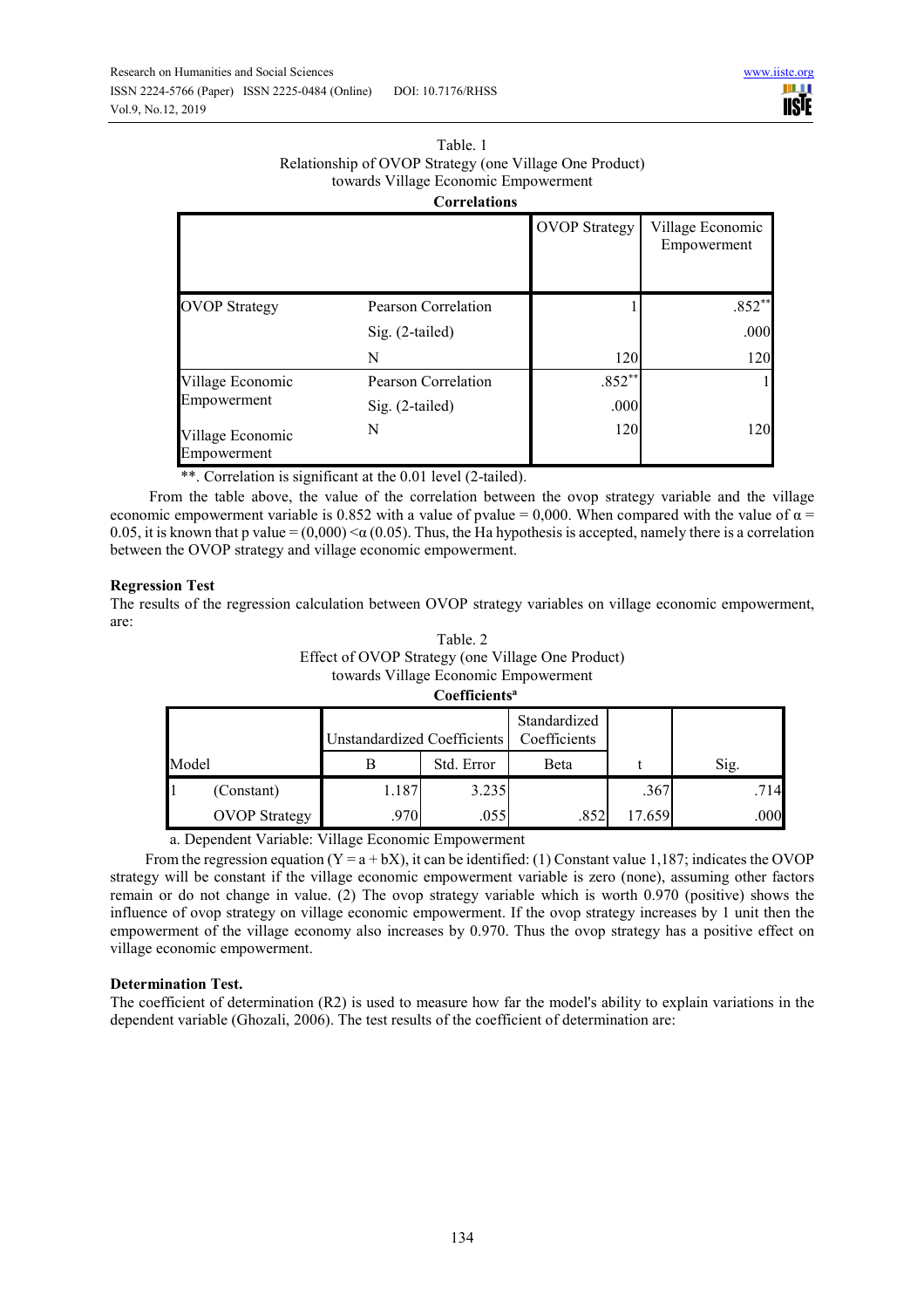Table. 1
Relationship of OVOP Strategy (one Village One Product) towards Village Economic Empowerment

**Correlations**

| | | OVOP Strategy | Village Economic Empowerment |
|---|---|---|---|
| OVOP Strategy | Pearson Correlation | 1 | .852** |
| | Sig. (2-tailed) | | .000 |
| | N | 120 | 120 |
| Village Economic Empowerment | Pearson Correlation | .852** | 1 |
| | Sig. (2-tailed) | .000 | |
| Village Economic Empowerment | N | 120 | 120 |

**. Correlation is significant at the 0.01 level (2-tailed).

From the table above, the value of the correlation between the ovop strategy variable and the village economic empowerment variable is 0.852 with a value of pvalue = 0,000. When compared with the value of $\alpha$ = 0.05, it is known that p value = (0,000) $< \alpha$ (0.05). Thus, the Ha hypothesis is accepted, namely there is a correlation between the OVOP strategy and village economic empowerment.

**Regression Test**

The results of the regression calculation between OVOP strategy variables on village economic empowerment, are:

Table. 2
Effect of OVOP Strategy (one Village One Product) towards Village Economic Empowerment

**Coefficients[a]**

| Model | | Unstandardized Coefficients | | Standardized Coefficients | t | Sig. |
|---|---|---|---|---|---|---|
| | | B | Std. Error | Beta | | |
| 1 | (Constant) | 1.187 | 3.235 | | .367 | .714 |
| | OVOP Strategy | .970 | .055 | .852 | 17.659 | .000 |

a. Dependent Variable: Village Economic Empowerment

From the regression equation ($Y = a + bX$), it can be identified: (1) Constant value 1,187; indicates the OVOP strategy will be constant if the village economic empowerment variable is zero (none), assuming other factors remain or do not change in value. (2) The ovop strategy variable which is worth 0.970 (positive) shows the influence of ovop strategy on village economic empowerment. If the ovop strategy increases by 1 unit then the empowerment of the village economy also increases by 0.970. Thus the ovop strategy has a positive effect on village economic empowerment.

**Determination Test.**

The coefficient of determination (R2) is used to measure how far the model's ability to explain variations in the dependent variable (Ghozali, 2006). The test results of the coefficient of determination are: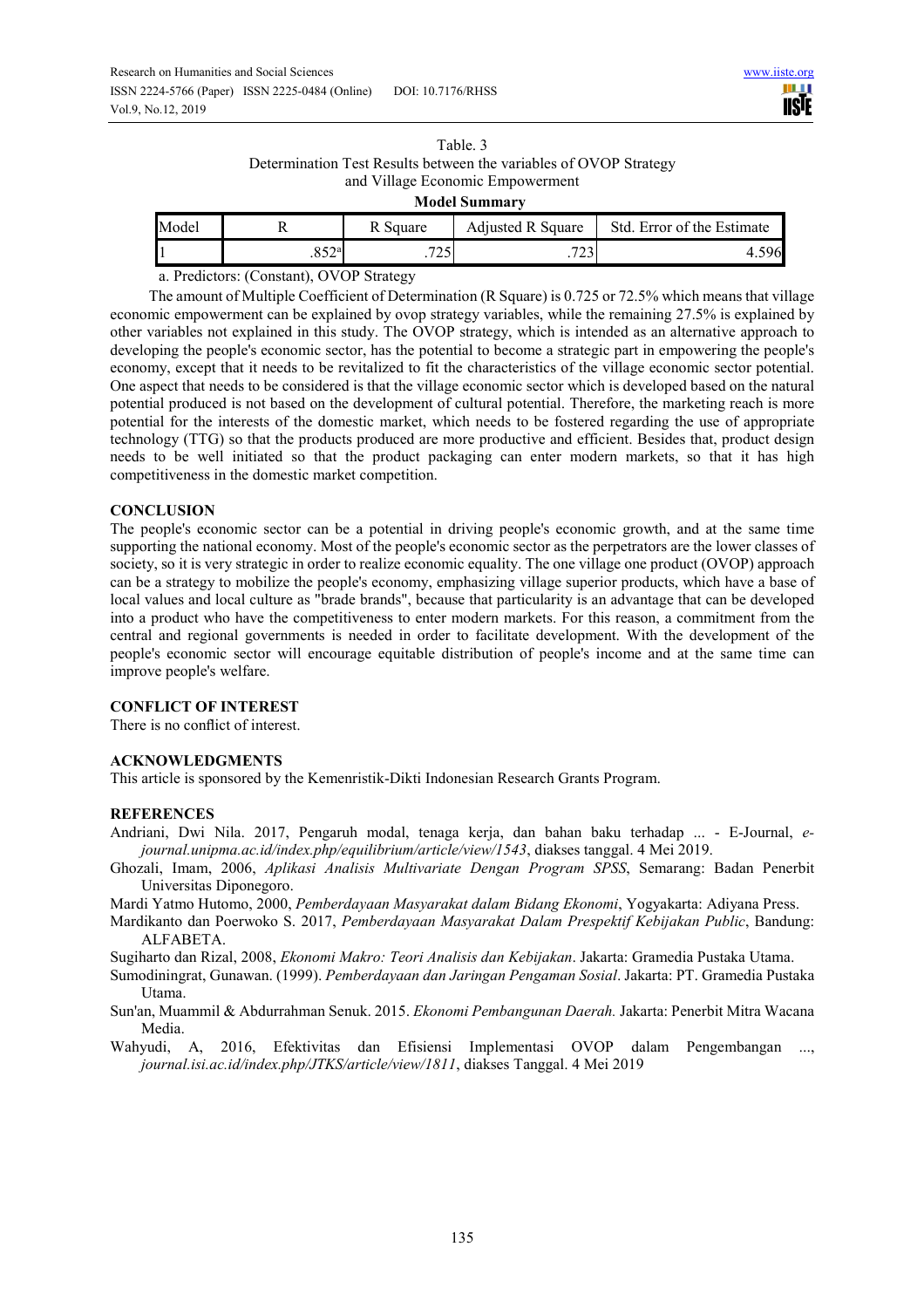Table. 3
Determination Test Results between the variables of OVOP Strategy and Village Economic Empowerment

**Model Summary**

| Model | R | R Square | Adjusted R Square | Std. Error of the Estimate |
|---|---|---|---|---|
| 1 | .852[a] | .725 | .723 | 4.596 |

a. Predictors: (Constant), OVOP Strategy

The amount of Multiple Coefficient of Determination (R Square) is 0.725 or 72.5% which means that village economic empowerment can be explained by ovop strategy variables, while the remaining 27.5% is explained by other variables not explained in this study. The OVOP strategy, which is intended as an alternative approach to developing the people's economic sector, has the potential to become a strategic part in empowering the people's economy, except that it needs to be revitalized to fit the characteristics of the village economic sector potential. One aspect that needs to be considered is that the village economic sector which is developed based on the natural potential produced is not based on the development of cultural potential. Therefore, the marketing reach is more potential for the interests of the domestic market, which needs to be fostered regarding the use of appropriate technology (TTG) so that the products produced are more productive and efficient. Besides that, product design needs to be well initiated so that the product packaging can enter modern markets, so that it has high competitiveness in the domestic market competition.

## CONCLUSION

The people's economic sector can be a potential in driving people's economic growth, and at the same time supporting the national economy. Most of the people's economic sector as the perpetrators are the lower classes of society, so it is very strategic in order to realize economic equality. The one village one product (OVOP) approach can be a strategy to mobilize the people's economy, emphasizing village superior products, which have a base of local values and local culture as "brade brands", because that particularity is an advantage that can be developed into a product who have the competitiveness to enter modern markets. For this reason, a commitment from the central and regional governments is needed in order to facilitate development. With the development of the people's economic sector will encourage equitable distribution of people's income and at the same time can improve people's welfare.

## CONFLICT OF INTEREST

There is no conflict of interest.

## ACKNOWLEDGMENTS

This article is sponsored by the Kemenristik-Dikti Indonesian Research Grants Program.

## REFERENCES

Andriani, Dwi Nila. 2017, Pengaruh modal, tenaga kerja, dan bahan baku terhadap ... - E-Journal, *e-journal.unipma.ac.id/index.php/equilibrium/article/view/1543*, diakses tanggal. 4 Mei 2019.

Ghozali, Imam, 2006, *Aplikasi Analisis Multivariate Dengan Program SPSS*, Semarang: Badan Penerbit Universitas Diponegoro.

Mardi Yatmo Hutomo, 2000, *Pemberdayaan Masyarakat dalam Bidang Ekonomi*, Yogyakarta: Adiyana Press.

Mardikanto dan Poerwoko S. 2017, *Pemberdayaan Masyarakat Dalam Prespektif Kebijakan Public*, Bandung: ALFABETA.

Sugiharto dan Rizal, 2008, *Ekonomi Makro: Teori Analisis dan Kebijakan*. Jakarta: Gramedia Pustaka Utama.

Sumodiningrat, Gunawan. (1999). *Pemberdayaan dan Jaringan Pengaman Sosial*. Jakarta: PT. Gramedia Pustaka Utama.

Sun'an, Muammil & Abdurrahman Senuk. 2015. *Ekonomi Pembangunan Daerah.* Jakarta: Penerbit Mitra Wacana Media.

Wahyudi, A, 2016, Efektivitas dan Efisiensi Implementasi OVOP dalam Pengembangan ..., *journal.isi.ac.id/index.php/JTKS/article/view/1811*, diakses Tanggal. 4 Mei 2019